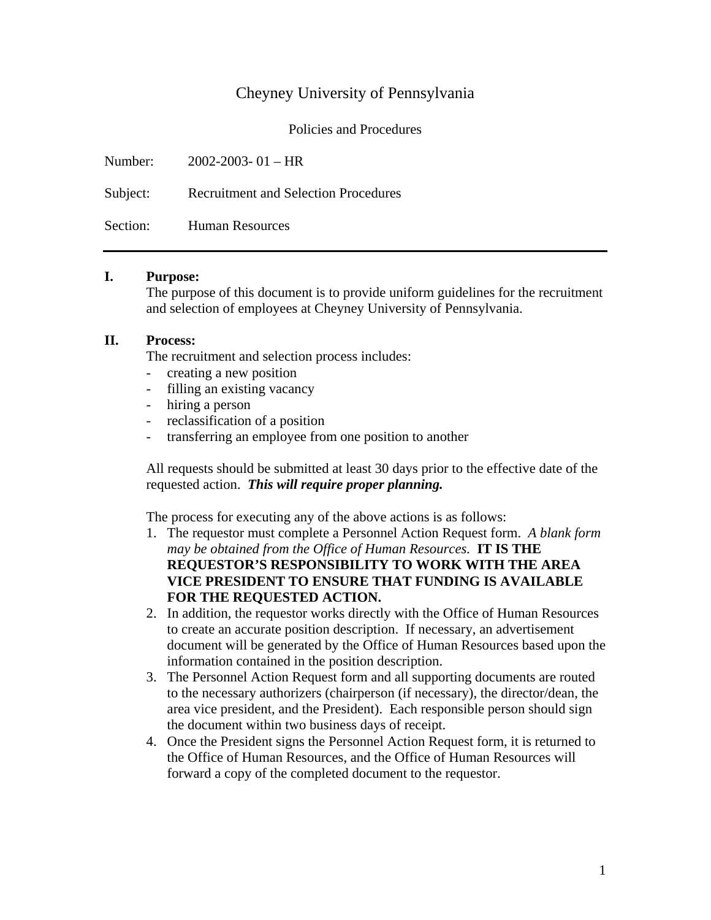# Cheyney University of Pennsylvania

Policies and Procedures

Number: 2002-2003- 01 – HR

Subject: Recruitment and Selection Procedures

Section: Human Resources

---

## I. Purpose:

The purpose of this document is to provide uniform guidelines for the recruitment and selection of employees at Cheyney University of Pennsylvania.

## II. Process:

The recruitment and selection process includes:

- creating a new position
- filling an existing vacancy
- hiring a person
- reclassification of a position
- transferring an employee from one position to another

All requests should be submitted at least 30 days prior to the effective date of the requested action. ***This will require proper planning.***

The process for executing any of the above actions is as follows:

1. The requestor must complete a Personnel Action Request form. *A blank form may be obtained from the Office of Human Resources.* **IT IS THE REQUESTOR'S RESPONSIBILITY TO WORK WITH THE AREA VICE PRESIDENT TO ENSURE THAT FUNDING IS AVAILABLE FOR THE REQUESTED ACTION.**
2. In addition, the requestor works directly with the Office of Human Resources to create an accurate position description. If necessary, an advertisement document will be generated by the Office of Human Resources based upon the information contained in the position description.
3. The Personnel Action Request form and all supporting documents are routed to the necessary authorizers (chairperson (if necessary), the director/dean, the area vice president, and the President). Each responsible person should sign the document within two business days of receipt.
4. Once the President signs the Personnel Action Request form, it is returned to the Office of Human Resources, and the Office of Human Resources will forward a copy of the completed document to the requestor.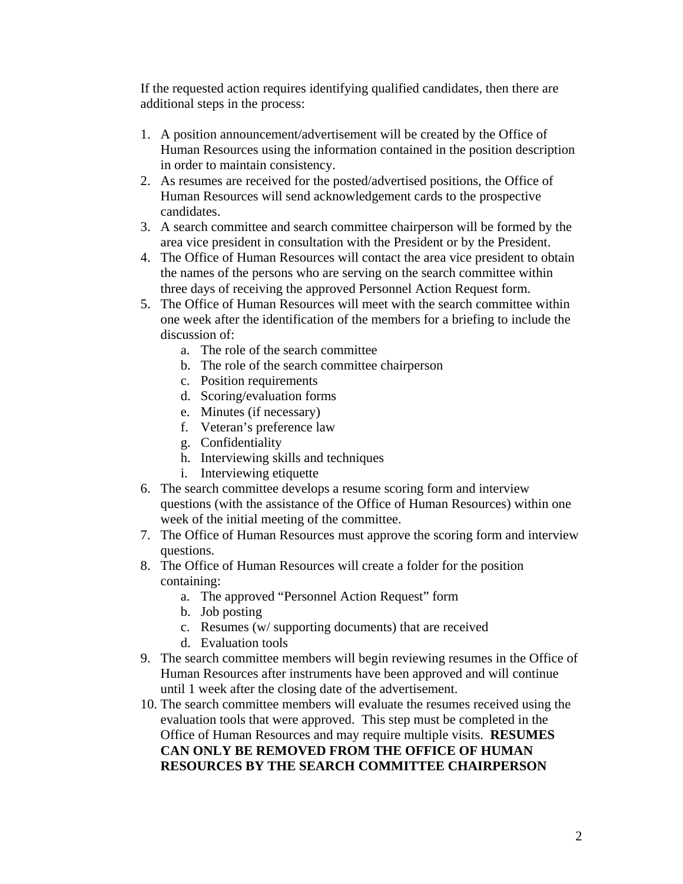If the requested action requires identifying qualified candidates, then there are additional steps in the process:

1. A position announcement/advertisement will be created by the Office of Human Resources using the information contained in the position description in order to maintain consistency.
2. As resumes are received for the posted/advertised positions, the Office of Human Resources will send acknowledgement cards to the prospective candidates.
3. A search committee and search committee chairperson will be formed by the area vice president in consultation with the President or by the President.
4. The Office of Human Resources will contact the area vice president to obtain the names of the persons who are serving on the search committee within three days of receiving the approved Personnel Action Request form.
5. The Office of Human Resources will meet with the search committee within one week after the identification of the members for a briefing to include the discussion of:
   a. The role of the search committee
   b. The role of the search committee chairperson
   c. Position requirements
   d. Scoring/evaluation forms
   e. Minutes (if necessary)
   f. Veteran's preference law
   g. Confidentiality
   h. Interviewing skills and techniques
   i. Interviewing etiquette
6. The search committee develops a resume scoring form and interview questions (with the assistance of the Office of Human Resources) within one week of the initial meeting of the committee.
7. The Office of Human Resources must approve the scoring form and interview questions.
8. The Office of Human Resources will create a folder for the position containing:
   a. The approved "Personnel Action Request" form
   b. Job posting
   c. Resumes (w/ supporting documents) that are received
   d. Evaluation tools
9. The search committee members will begin reviewing resumes in the Office of Human Resources after instruments have been approved and will continue until 1 week after the closing date of the advertisement.
10. The search committee members will evaluate the resumes received using the evaluation tools that were approved. This step must be completed in the Office of Human Resources and may require multiple visits. **RESUMES CAN ONLY BE REMOVED FROM THE OFFICE OF HUMAN RESOURCES BY THE SEARCH COMMITTEE CHAIRPERSON**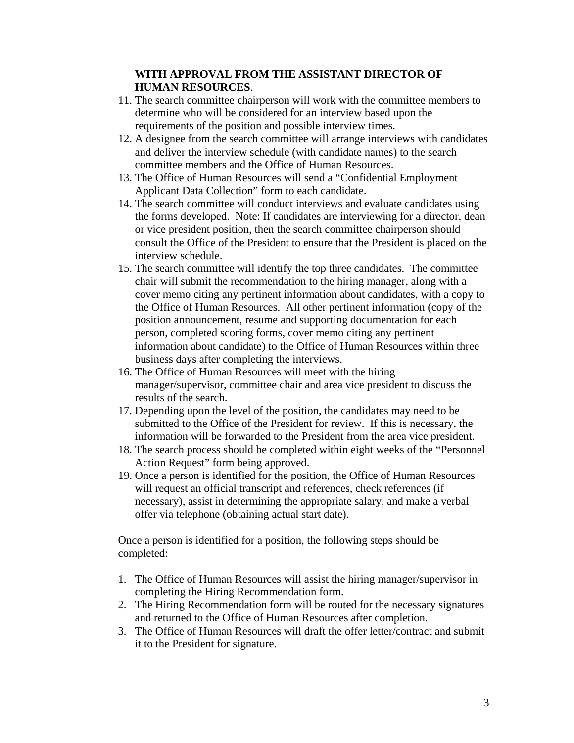**WITH APPROVAL FROM THE ASSISTANT DIRECTOR OF HUMAN RESOURCES**.

11. The search committee chairperson will work with the committee members to determine who will be considered for an interview based upon the requirements of the position and possible interview times.
12. A designee from the search committee will arrange interviews with candidates and deliver the interview schedule (with candidate names) to the search committee members and the Office of Human Resources.
13. The Office of Human Resources will send a "Confidential Employment Applicant Data Collection" form to each candidate.
14. The search committee will conduct interviews and evaluate candidates using the forms developed. Note: If candidates are interviewing for a director, dean or vice president position, then the search committee chairperson should consult the Office of the President to ensure that the President is placed on the interview schedule.
15. The search committee will identify the top three candidates. The committee chair will submit the recommendation to the hiring manager, along with a cover memo citing any pertinent information about candidates, with a copy to the Office of Human Resources. All other pertinent information (copy of the position announcement, resume and supporting documentation for each person, completed scoring forms, cover memo citing any pertinent information about candidate) to the Office of Human Resources within three business days after completing the interviews.
16. The Office of Human Resources will meet with the hiring manager/supervisor, committee chair and area vice president to discuss the results of the search.
17. Depending upon the level of the position, the candidates may need to be submitted to the Office of the President for review. If this is necessary, the information will be forwarded to the President from the area vice president.
18. The search process should be completed within eight weeks of the "Personnel Action Request" form being approved.
19. Once a person is identified for the position, the Office of Human Resources will request an official transcript and references, check references (if necessary), assist in determining the appropriate salary, and make a verbal offer via telephone (obtaining actual start date).

Once a person is identified for a position, the following steps should be completed:

1. The Office of Human Resources will assist the hiring manager/supervisor in completing the Hiring Recommendation form.
2. The Hiring Recommendation form will be routed for the necessary signatures and returned to the Office of Human Resources after completion.
3. The Office of Human Resources will draft the offer letter/contract and submit it to the President for signature.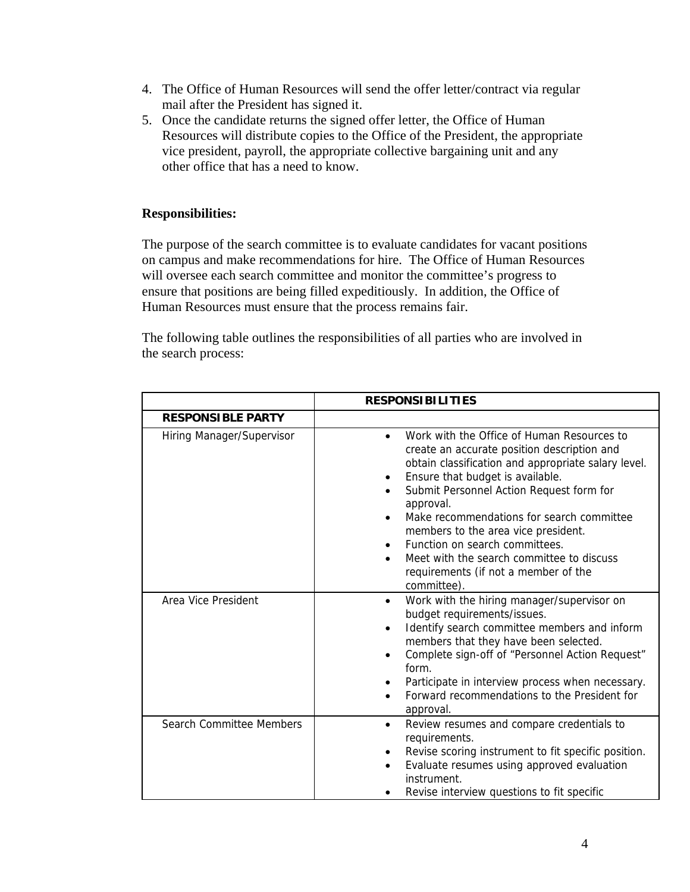4. The Office of Human Resources will send the offer letter/contract via regular mail after the President has signed it.
5. Once the candidate returns the signed offer letter, the Office of Human Resources will distribute copies to the Office of the President, the appropriate vice president, payroll, the appropriate collective bargaining unit and any other office that has a need to know.

**Responsibilities:**

The purpose of the search committee is to evaluate candidates for vacant positions on campus and make recommendations for hire. The Office of Human Resources will oversee each search committee and monitor the committee's progress to ensure that positions are being filled expeditiously. In addition, the Office of Human Resources must ensure that the process remains fair.

The following table outlines the responsibilities of all parties who are involved in the search process:

| | **RESPONSIBILITIES** |
|---|---|
| **RESPONSIBLE PARTY** | |
| Hiring Manager/Supervisor | • Work with the Office of Human Resources to create an accurate position description and obtain classification and appropriate salary level.<br>• Ensure that budget is available.<br>• Submit Personnel Action Request form for approval.<br>• Make recommendations for search committee members to the area vice president.<br>• Function on search committees.<br>• Meet with the search committee to discuss requirements (if not a member of the committee). |
| Area Vice President | • Work with the hiring manager/supervisor on budget requirements/issues.<br>• Identify search committee members and inform members that they have been selected.<br>• Complete sign-off of "Personnel Action Request" form.<br>• Participate in interview process when necessary.<br>• Forward recommendations to the President for approval. |
| Search Committee Members | • Review resumes and compare credentials to requirements.<br>• Revise scoring instrument to fit specific position.<br>• Evaluate resumes using approved evaluation instrument.<br>• Revise interview questions to fit specific |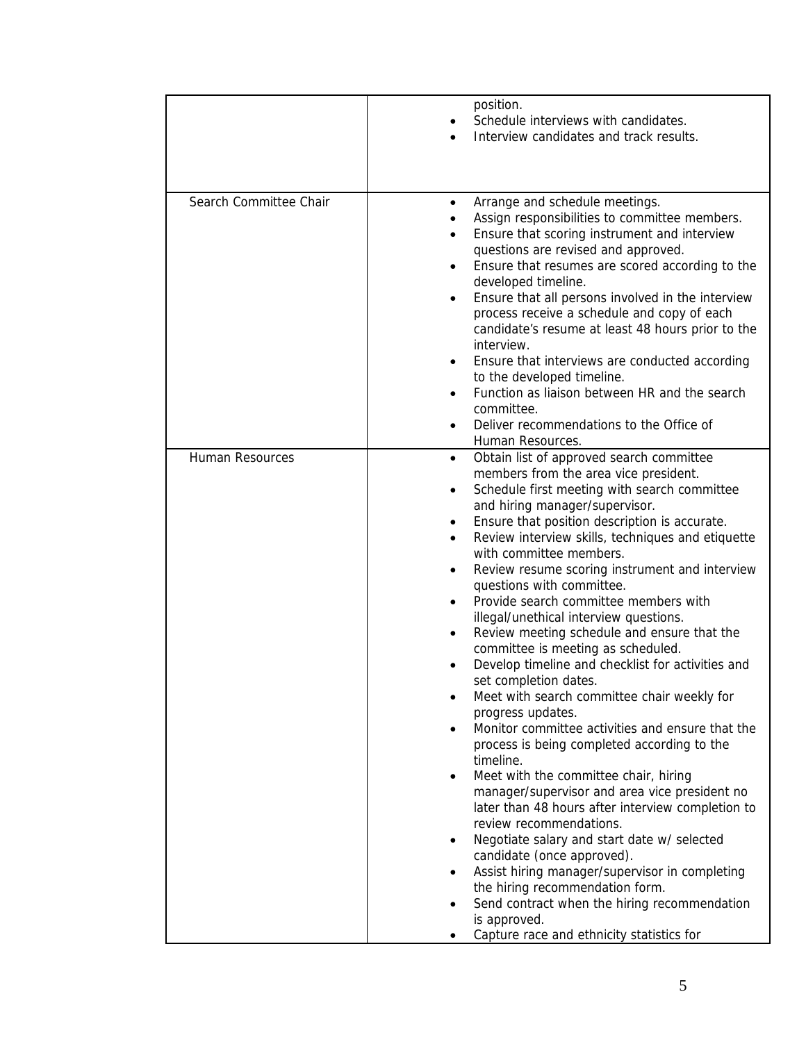| | |
|---|---|
| | position.<br>• Schedule interviews with candidates.<br>• Interview candidates and track results. |
| Search Committee Chair | • Arrange and schedule meetings.<br>• Assign responsibilities to committee members.<br>• Ensure that scoring instrument and interview questions are revised and approved.<br>• Ensure that resumes are scored according to the developed timeline.<br>• Ensure that all persons involved in the interview process receive a schedule and copy of each candidate's resume at least 48 hours prior to the interview.<br>• Ensure that interviews are conducted according to the developed timeline.<br>• Function as liaison between HR and the search committee.<br>• Deliver recommendations to the Office of Human Resources. |
| Human Resources | • Obtain list of approved search committee members from the area vice president.<br>• Schedule first meeting with search committee and hiring manager/supervisor.<br>• Ensure that position description is accurate.<br>• Review interview skills, techniques and etiquette with committee members.<br>• Review resume scoring instrument and interview questions with committee.<br>• Provide search committee members with illegal/unethical interview questions.<br>• Review meeting schedule and ensure that the committee is meeting as scheduled.<br>• Develop timeline and checklist for activities and set completion dates.<br>• Meet with search committee chair weekly for progress updates.<br>• Monitor committee activities and ensure that the process is being completed according to the timeline.<br>• Meet with the committee chair, hiring manager/supervisor and area vice president no later than 48 hours after interview completion to review recommendations.<br>• Negotiate salary and start date w/ selected candidate (once approved).<br>• Assist hiring manager/supervisor in completing the hiring recommendation form.<br>• Send contract when the hiring recommendation is approved.<br>• Capture race and ethnicity statistics for |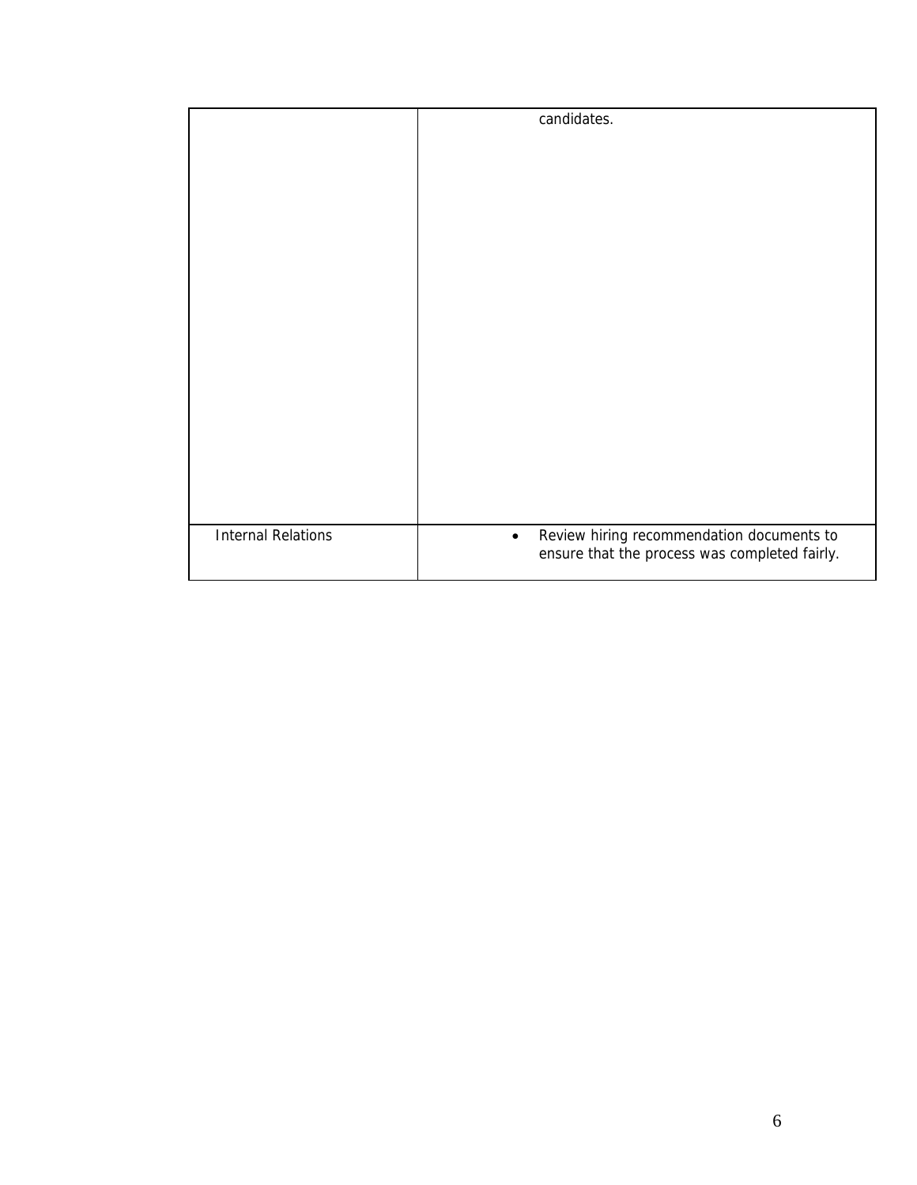| | |
|---|---|
| | candidates. |
| Internal Relations | • Review hiring recommendation documents to ensure that the process was completed fairly. |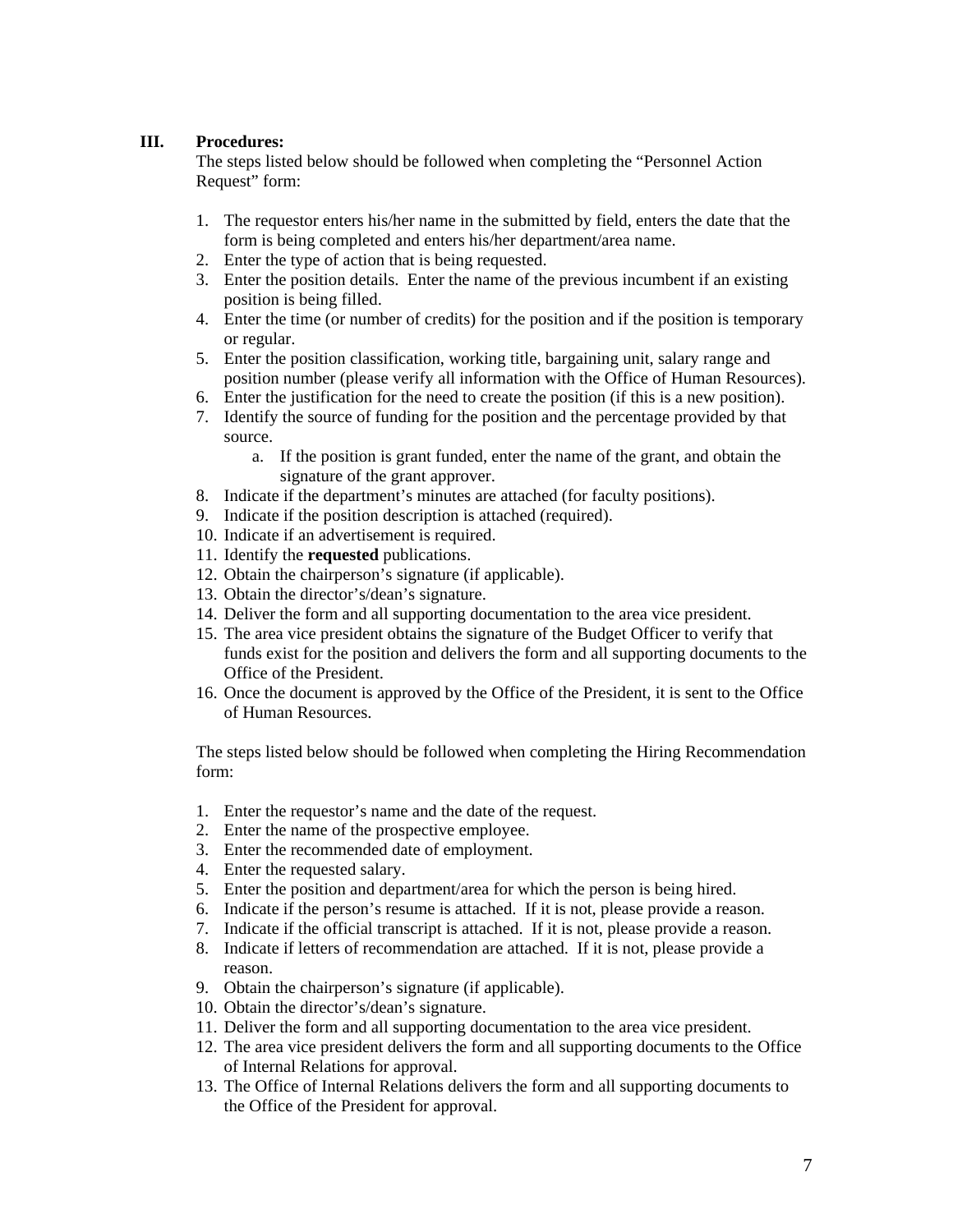## III. Procedures:

The steps listed below should be followed when completing the "Personnel Action Request" form:

1. The requestor enters his/her name in the submitted by field, enters the date that the form is being completed and enters his/her department/area name.
2. Enter the type of action that is being requested.
3. Enter the position details. Enter the name of the previous incumbent if an existing position is being filled.
4. Enter the time (or number of credits) for the position and if the position is temporary or regular.
5. Enter the position classification, working title, bargaining unit, salary range and position number (please verify all information with the Office of Human Resources).
6. Enter the justification for the need to create the position (if this is a new position).
7. Identify the source of funding for the position and the percentage provided by that source.
   a. If the position is grant funded, enter the name of the grant, and obtain the signature of the grant approver.
8. Indicate if the department's minutes are attached (for faculty positions).
9. Indicate if the position description is attached (required).
10. Indicate if an advertisement is required.
11. Identify the **requested** publications.
12. Obtain the chairperson's signature (if applicable).
13. Obtain the director's/dean's signature.
14. Deliver the form and all supporting documentation to the area vice president.
15. The area vice president obtains the signature of the Budget Officer to verify that funds exist for the position and delivers the form and all supporting documents to the Office of the President.
16. Once the document is approved by the Office of the President, it is sent to the Office of Human Resources.

The steps listed below should be followed when completing the Hiring Recommendation form:

1. Enter the requestor's name and the date of the request.
2. Enter the name of the prospective employee.
3. Enter the recommended date of employment.
4. Enter the requested salary.
5. Enter the position and department/area for which the person is being hired.
6. Indicate if the person's resume is attached. If it is not, please provide a reason.
7. Indicate if the official transcript is attached. If it is not, please provide a reason.
8. Indicate if letters of recommendation are attached. If it is not, please provide a reason.
9. Obtain the chairperson's signature (if applicable).
10. Obtain the director's/dean's signature.
11. Deliver the form and all supporting documentation to the area vice president.
12. The area vice president delivers the form and all supporting documents to the Office of Internal Relations for approval.
13. The Office of Internal Relations delivers the form and all supporting documents to the Office of the President for approval.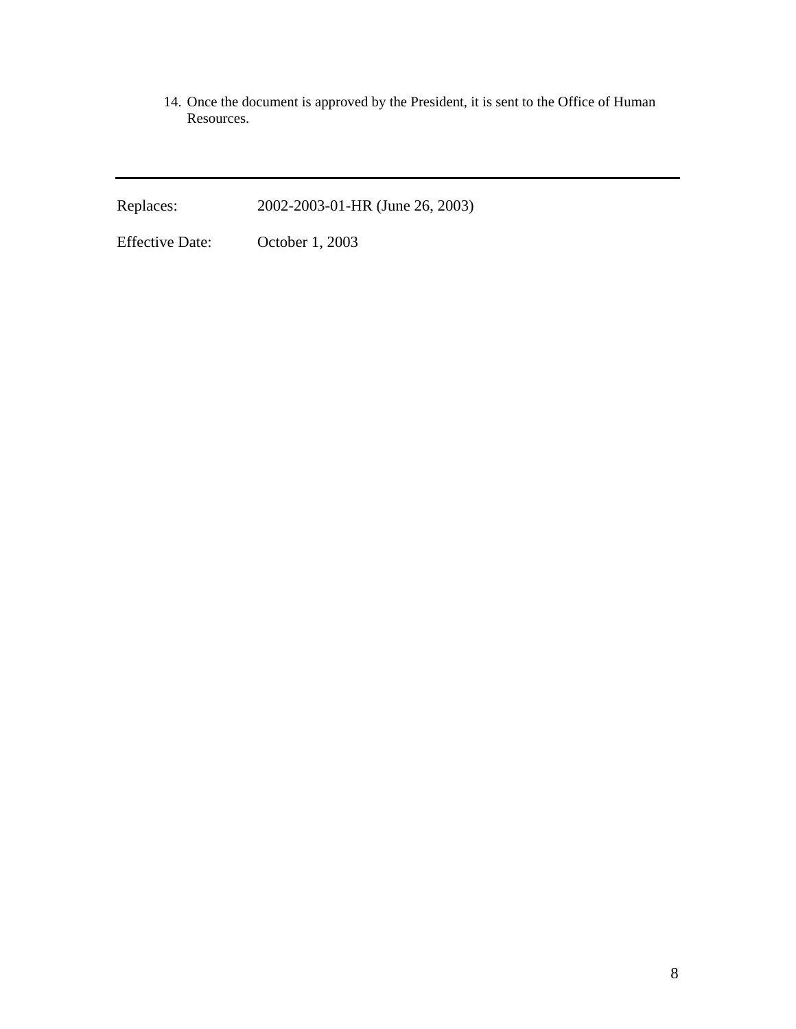14. Once the document is approved by the President, it is sent to the Office of Human Resources.

---

| | |
|---|---|
| Replaces: | 2002-2003-01-HR (June 26, 2003) |
| Effective Date: | October 1, 2003 |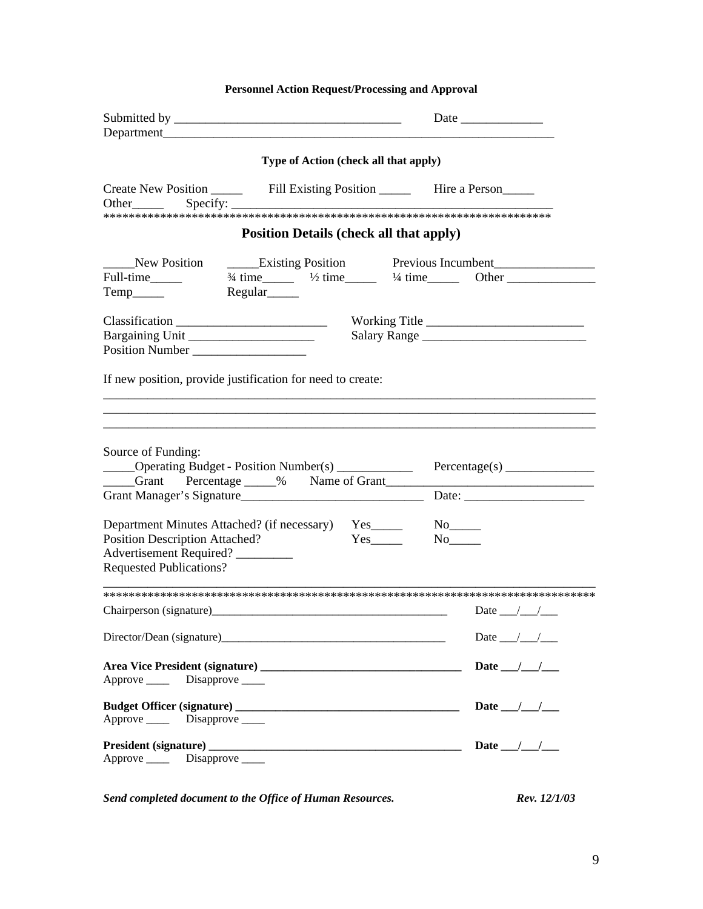**Personnel Action Request/Processing and Approval**

Submitted by ___________________________________ Date _____________
Department_________________________________________________________________

**Type of Action (check all that apply)**

Create New Position _____ Fill Existing Position _____ Hire a Person_____
Other_____ Specify: _______________________________________________
**************************************************************************

**Position Details (check all that apply)**

_____New Position _____Existing Position Previous Incumbent________________
Full-time_____ ¾ time_____ ½ time_____ ¼ time_____ Other ______________
Temp_____ Regular_____

Classification ________________________ Working Title _________________________
Bargaining Unit ____________________ Salary Range __________________________
Position Number __________________

If new position, provide justification for need to create:

_______________________________________________________________________________
_______________________________________________________________________________
_______________________________________________________________________________

Source of Funding:
_____Operating Budget - Position Number(s) ___________ Percentage(s) ______________
_____Grant Percentage _____% Name of Grant_________________________________
Grant Manager's Signature_____________________________ Date: ___________________

Department Minutes Attached? (if necessary) Yes_____ No_____
Position Description Attached? Yes_____ No_____
Advertisement Required? _________
Requested Publications?

_______________________________________________________________________________
******************************************************************************

Chairperson (signature)________________________________________ Date ___/___/___

Director/Dean (signature)______________________________________ Date ___/___/___

**Area Vice President (signature) __________________________________ Date ___/___/___**
Approve ____ Disapprove ____

**Budget Officer (signature) ______________________________________ Date ___/___/___**
Approve ____ Disapprove ____

**President (signature) ___________________________________________ Date ___/___/___**
Approve ____ Disapprove ____

***Send completed document to the Office of Human Resources.*** ***Rev. 12/1/03***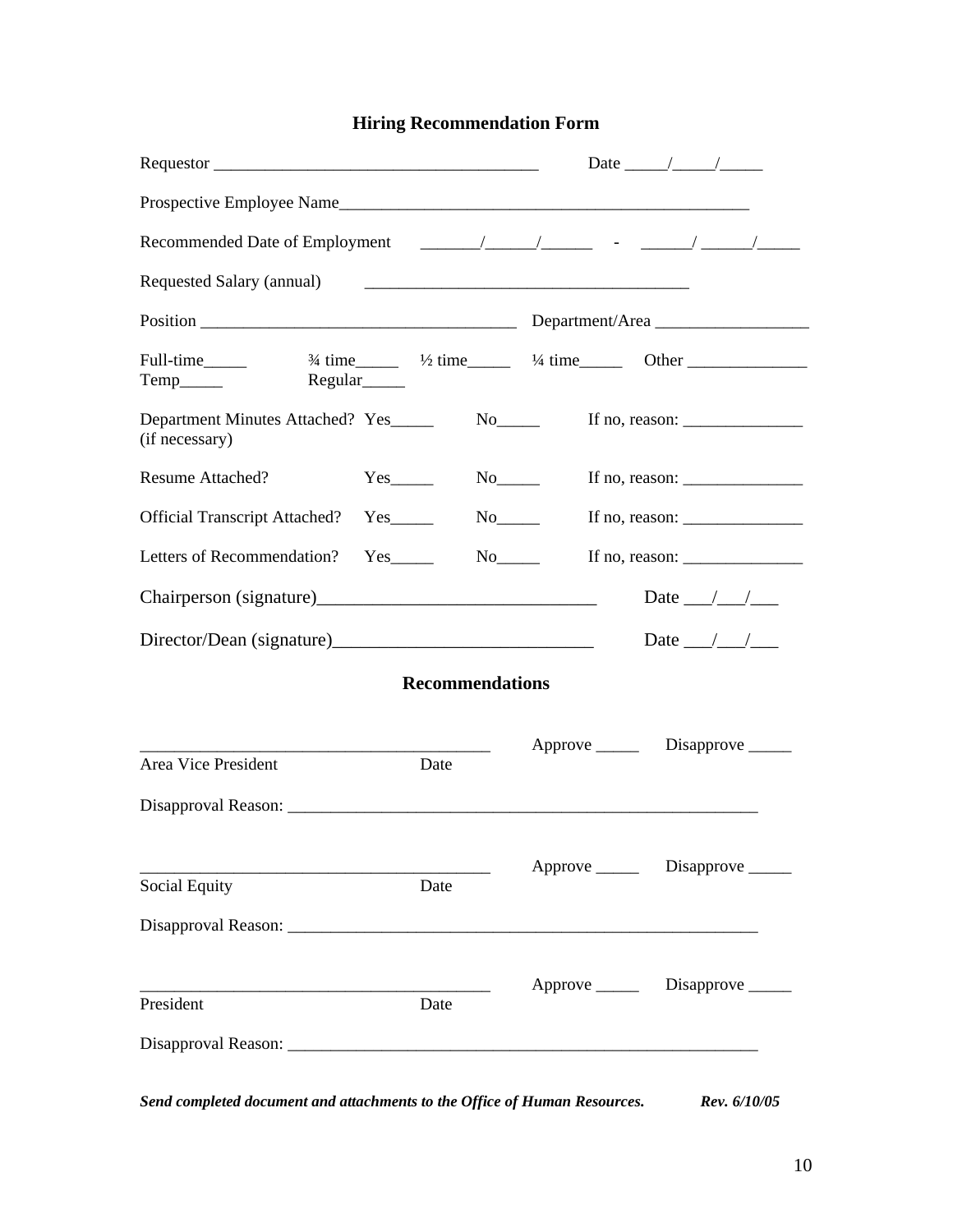# Hiring Recommendation Form

Requestor ______________________________________ Date _____/_____/_____

Prospective Employee Name_______________________________________________

Recommended Date of Employment _______/______/______ - ______/ ______/_____

Requested Salary (annual) ______________________________________

Position _____________________________________ Department/Area __________________

Full-time_____ ¾ time_____ ½ time_____ ¼ time_____ Other ______________
Temp_____ Regular_____

Department Minutes Attached? Yes_____ No_____ If no, reason: ______________
(if necessary)

Resume Attached? Yes_____ No_____ If no, reason: ______________

Official Transcript Attached? Yes_____ No_____ If no, reason: ______________

Letters of Recommendation? Yes_____ No_____ If no, reason: ______________

Chairperson (signature)______________________________ Date ___/___/___

Director/Dean (signature)____________________________ Date ___/___/___

## Recommendations

_________________________________________
Area Vice President Date Approve _____ Disapprove _____

Disapproval Reason: _________________________________________________________

_________________________________________
Social Equity Date Approve _____ Disapprove _____

Disapproval Reason: _________________________________________________________

_________________________________________
President Date Approve _____ Disapprove _____

Disapproval Reason: _________________________________________________________

***Send completed document and attachments to the Office of Human Resources. Rev. 6/10/05***